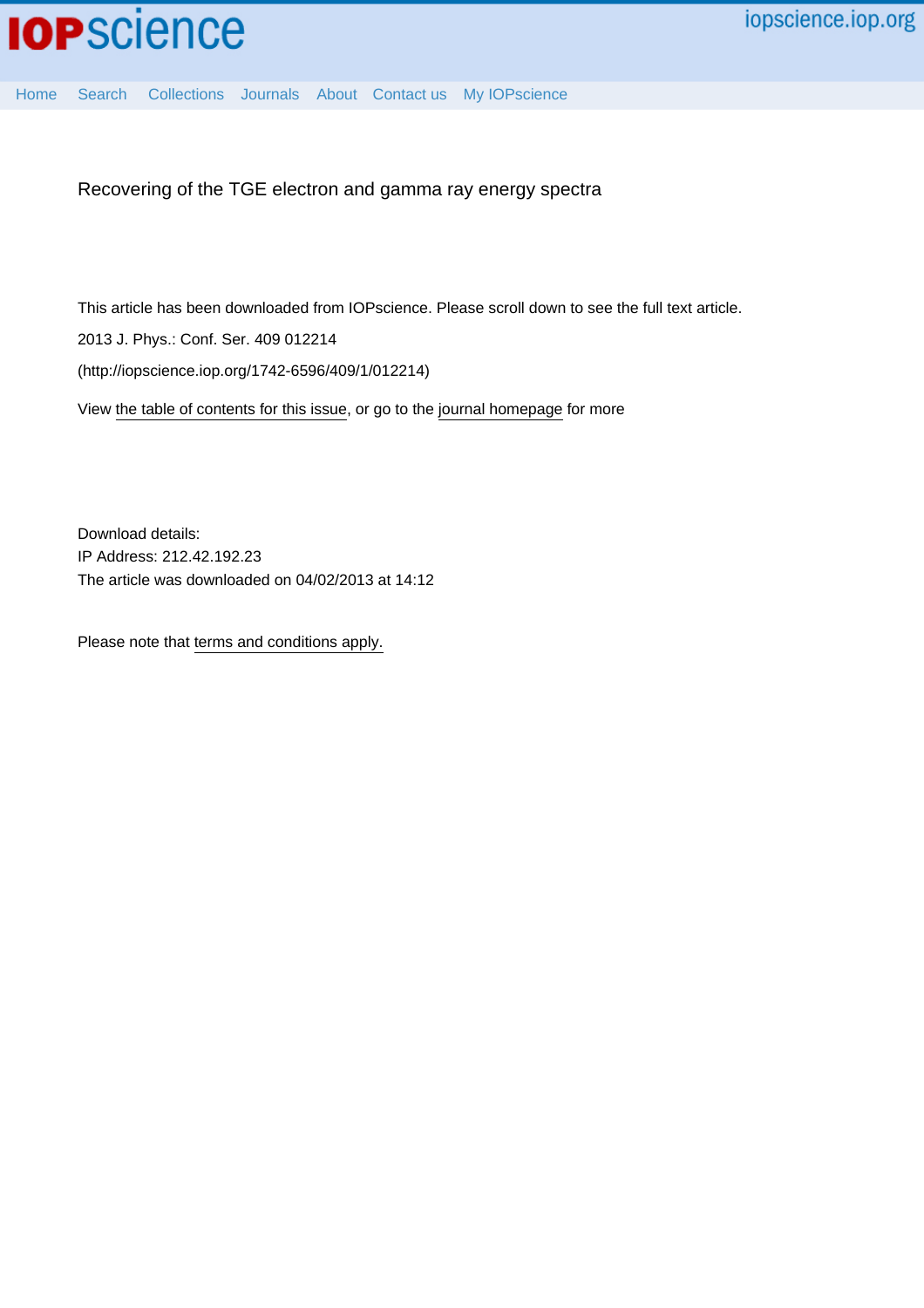# Recovering of the TGE electron and gamma ray energy spectra

This article has been downloaded from IOPscience. Please scroll down to see the full text article.

2013 J. Phys.: Conf. Ser. 409 012214

(http://iopscience.iop.org/1742-6596/409/1/012214)

View the table of contents for this issue, or go to the journal homepage for more

Download details:

IP Address: 212.42.192.23

The article was downloaded on 04/02/2013 at 14:12

Please note that terms and conditions apply.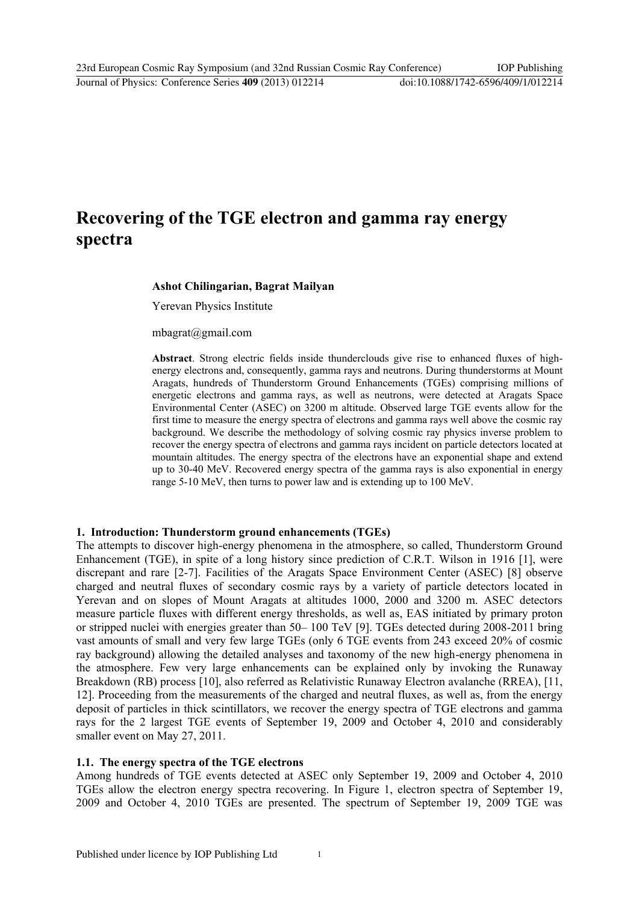# Recovering of the TGE electron and gamma ray energy spectra

**Ashot Chilingarian, Bagrat Mailyan**

Yerevan Physics Institute

mbagrat@gmail.com

**Abstract**. Strong electric fields inside thunderclouds give rise to enhanced fluxes of high-energy electrons and, consequently, gamma rays and neutrons. During thunderstorms at Mount Aragats, hundreds of Thunderstorm Ground Enhancements (TGEs) comprising millions of energetic electrons and gamma rays, as well as neutrons, were detected at Aragats Space Environmental Center (ASEC) on 3200 m altitude. Observed large TGE events allow for the first time to measure the energy spectra of electrons and gamma rays well above the cosmic ray background. We describe the methodology of solving cosmic ray physics inverse problem to recover the energy spectra of electrons and gamma rays incident on particle detectors located at mountain altitudes. The energy spectra of the electrons have an exponential shape and extend up to 30-40 MeV. Recovered energy spectra of the gamma rays is also exponential in energy range 5-10 MeV, then turns to power law and is extending up to 100 MeV.

## 1. Introduction: Thunderstorm ground enhancements (TGEs)

The attempts to discover high-energy phenomena in the atmosphere, so called, Thunderstorm Ground Enhancement (TGE), in spite of a long history since prediction of C.R.T. Wilson in 1916 [1], were discrepant and rare [2-7]. Facilities of the Aragats Space Environment Center (ASEC) [8] observe charged and neutral fluxes of secondary cosmic rays by a variety of particle detectors located in Yerevan and on slopes of Mount Aragats at altitudes 1000, 2000 and 3200 m. ASEC detectors measure particle fluxes with different energy thresholds, as well as, EAS initiated by primary proton or stripped nuclei with energies greater than 50– 100 TeV [9]. TGEs detected during 2008-2011 bring vast amounts of small and very few large TGEs (only 6 TGE events from 243 exceed 20% of cosmic ray background) allowing the detailed analyses and taxonomy of the new high-energy phenomena in the atmosphere. Few very large enhancements can be explained only by invoking the Runaway Breakdown (RB) process [10], also referred as Relativistic Runaway Electron avalanche (RREA), [11, 12]. Proceeding from the measurements of the charged and neutral fluxes, as well as, from the energy deposit of particles in thick scintillators, we recover the energy spectra of TGE electrons and gamma rays for the 2 largest TGE events of September 19, 2009 and October 4, 2010 and considerably smaller event on May 27, 2011.

### 1.1. The energy spectra of the TGE electrons

Among hundreds of TGE events detected at ASEC only September 19, 2009 and October 4, 2010 TGEs allow the electron energy spectra recovering. In Figure 1, electron spectra of September 19, 2009 and October 4, 2010 TGEs are presented. The spectrum of September 19, 2009 TGE was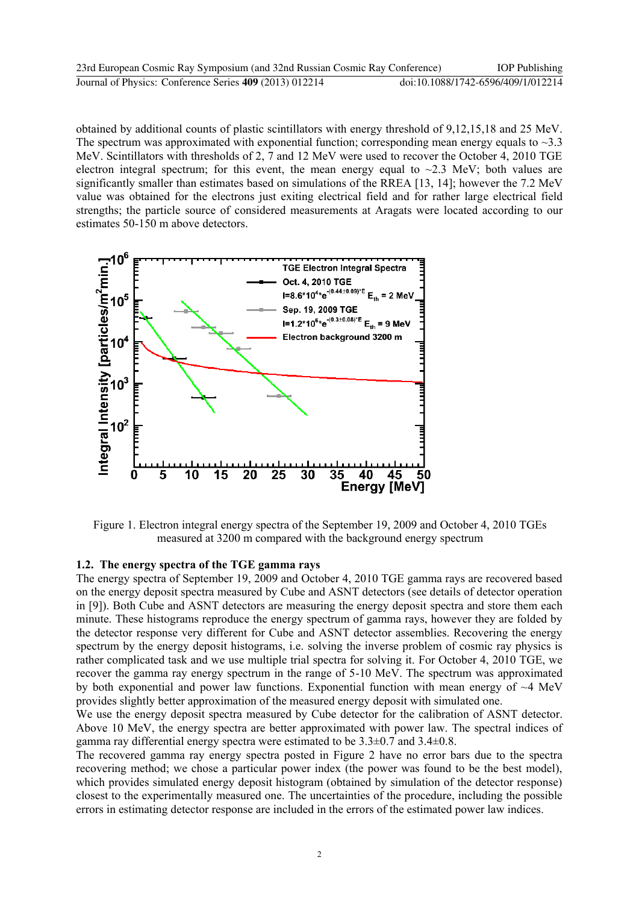obtained by additional counts of plastic scintillators with energy threshold of 9,12,15,18 and 25 MeV. The spectrum was approximated with exponential function; corresponding mean energy equals to ~3.3 MeV. Scintillators with thresholds of 2, 7 and 12 MeV were used to recover the October 4, 2010 TGE electron integral spectrum; for this event, the mean energy equal to ~2.3 MeV; both values are significantly smaller than estimates based on simulations of the RREA [13, 14]; however the 7.2 MeV value was obtained for the electrons just exiting electrical field and for rather large electrical field strengths; the particle source of considered measurements at Aragats were located according to our estimates 50-150 m above detectors.

Figure 1. Electron integral energy spectra of the September 19, 2009 and October 4, 2010 TGEs measured at 3200 m compared with the background energy spectrum

### 1.2. The energy spectra of the TGE gamma rays

The energy spectra of September 19, 2009 and October 4, 2010 TGE gamma rays are recovered based on the energy deposit spectra measured by Cube and ASNT detectors (see details of detector operation in [9]). Both Cube and ASNT detectors are measuring the energy deposit spectra and store them each minute. These histograms reproduce the energy spectrum of gamma rays, however they are folded by the detector response very different for Cube and ASNT detector assemblies. Recovering the energy spectrum by the energy deposit histograms, i.e. solving the inverse problem of cosmic ray physics is rather complicated task and we use multiple trial spectra for solving it. For October 4, 2010 TGE, we recover the gamma ray energy spectrum in the range of 5-10 MeV. The spectrum was approximated by both exponential and power law functions. Exponential function with mean energy of ~4 MeV provides slightly better approximation of the measured energy deposit with simulated one.

We use the energy deposit spectra measured by Cube detector for the calibration of ASNT detector. Above 10 MeV, the energy spectra are better approximated with power law. The spectral indices of gamma ray differential energy spectra were estimated to be 3.3±0.7 and 3.4±0.8.

The recovered gamma ray energy spectra posted in Figure 2 have no error bars due to the spectra recovering method; we chose a particular power index (the power was found to be the best model), which provides simulated energy deposit histogram (obtained by simulation of the detector response) closest to the experimentally measured one. The uncertainties of the procedure, including the possible errors in estimating detector response are included in the errors of the estimated power law indices.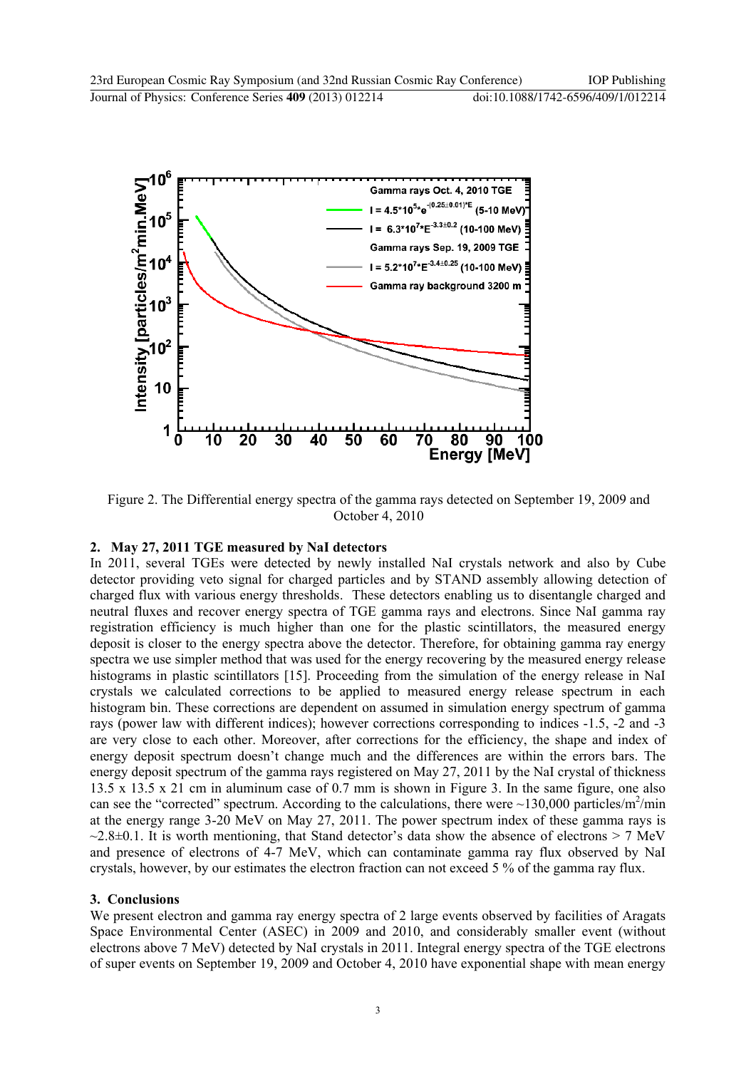Figure 2. The Differential energy spectra of the gamma rays detected on September 19, 2009 and October 4, 2010

## 2. May 27, 2011 TGE measured by NaI detectors

In 2011, several TGEs were detected by newly installed NaI crystals network and also by Cube detector providing veto signal for charged particles and by STAND assembly allowing detection of charged flux with various energy thresholds. These detectors enabling us to disentangle charged and neutral fluxes and recover energy spectra of TGE gamma rays and electrons. Since NaI gamma ray registration efficiency is much higher than one for the plastic scintillators, the measured energy deposit is closer to the energy spectra above the detector. Therefore, for obtaining gamma ray energy spectra we use simpler method that was used for the energy recovering by the measured energy release histograms in plastic scintillators [15]. Proceeding from the simulation of the energy release in NaI crystals we calculated corrections to be applied to measured energy release spectrum in each histogram bin. These corrections are dependent on assumed in simulation energy spectrum of gamma rays (power law with different indices); however corrections corresponding to indices -1.5, -2 and -3 are very close to each other. Moreover, after corrections for the efficiency, the shape and index of energy deposit spectrum doesn't change much and the differences are within the errors bars. The energy deposit spectrum of the gamma rays registered on May 27, 2011 by the NaI crystal of thickness 13.5 x 13.5 x 21 cm in aluminum case of 0.7 mm is shown in Figure 3. In the same figure, one also can see the "corrected" spectrum. According to the calculations, there were ~130,000 particles/m$^2$/min at the energy range 3-20 MeV on May 27, 2011. The power spectrum index of these gamma rays is ~2.8±0.1. It is worth mentioning, that Stand detector's data show the absence of electrons > 7 MeV and presence of electrons of 4-7 MeV, which can contaminate gamma ray flux observed by NaI crystals, however, by our estimates the electron fraction can not exceed 5 % of the gamma ray flux.

## 3. Conclusions

We present electron and gamma ray energy spectra of 2 large events observed by facilities of Aragats Space Environmental Center (ASEC) in 2009 and 2010, and considerably smaller event (without electrons above 7 MeV) detected by NaI crystals in 2011. Integral energy spectra of the TGE electrons of super events on September 19, 2009 and October 4, 2010 have exponential shape with mean energy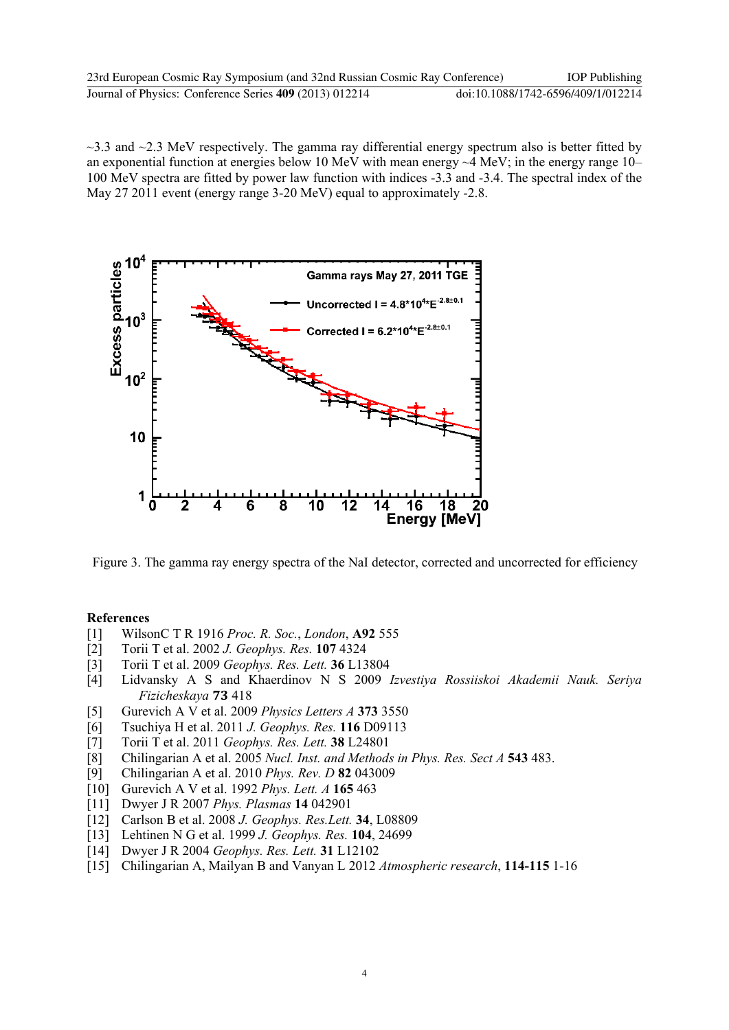~3.3 and ~2.3 MeV respectively. The gamma ray differential energy spectrum also is better fitted by an exponential function at energies below 10 MeV with mean energy ~4 MeV; in the energy range 10–100 MeV spectra are fitted by power law function with indices -3.3 and -3.4. The spectral index of the May 27 2011 event (energy range 3-20 MeV) equal to approximately -2.8.

Gamma rays May 27, 2011 TGE

Uncorrected $I = 4.8*10^4*E^{-2.8\pm0.1}$

Corrected $I = 6.2*10^4*E^{-2.8\pm0.1}$

Excess particles

Energy [MeV]

Figure 3. The gamma ray energy spectra of the NaI detector, corrected and uncorrected for efficiency

## References

[1] WilsonC T R 1916 *Proc. R. Soc.*, *London*, **A92** 555
[2] Torii T et al. 2002 *J. Geophys. Res.* **107** 4324
[3] Torii T et al. 2009 *Geophys. Res. Lett.* **36** L13804
[4] Lidvansky A S and Khaerdinov N S 2009 *Izvestiya Rossiiskoi Akademii Nauk. Seriya Fizicheskaya* **73** 418
[5] Gurevich A V et al. 2009 *Physics Letters A* **373** 3550
[6] Tsuchiya H et al. 2011 *J. Geophys. Res.* **116** D09113
[7] Torii T et al. 2011 *Geophys. Res. Lett.* **38** L24801
[8] Chilingarian A et al. 2005 *Nucl. Inst. and Methods in Phys. Res. Sect A* **543** 483.
[9] Chilingarian A et al. 2010 *Phys. Rev. D* **82** 043009
[10] Gurevich A V et al. 1992 *Phys. Lett. A* **165** 463
[11] Dwyer J R 2007 *Phys. Plasmas* **14** 042901
[12] Carlson B et al. 2008 *J. Geophys. Res.Lett.* **34**, L08809
[13] Lehtinen N G et al. 1999 *J. Geophys. Res.* **104**, 24699
[14] Dwyer J R 2004 *Geophys. Res. Lett.* **31** L12102
[15] Chilingarian A, Mailyan B and Vanyan L 2012 *Atmospheric research*, **114-115** 1-16